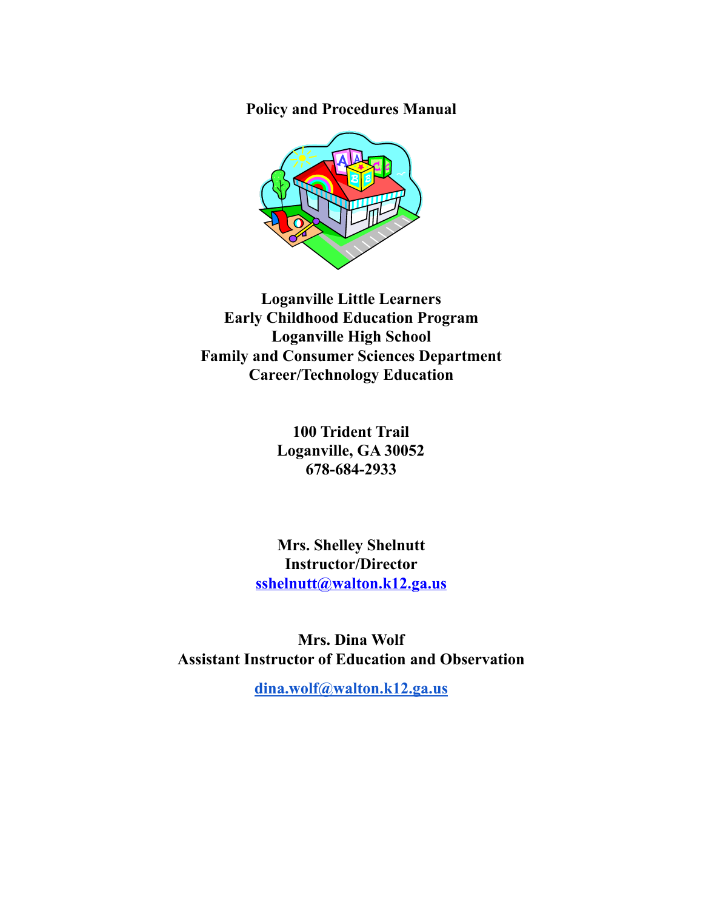# Policy and Procedures Manual

**Loganville Little Learners**
**Early Childhood Education Program**
**Loganville High School**
**Family and Consumer Sciences Department**
**Career/Technology Education**

**100 Trident Trail**
**Loganville, GA 30052**
**678-684-2933**

**Mrs. Shelley Shelnutt**
**Instructor/Director**
**sshelnutt@walton.k12.ga.us**

**Mrs. Dina Wolf**
**Assistant Instructor of Education and Observation**

**dina.wolf@walton.k12.ga.us**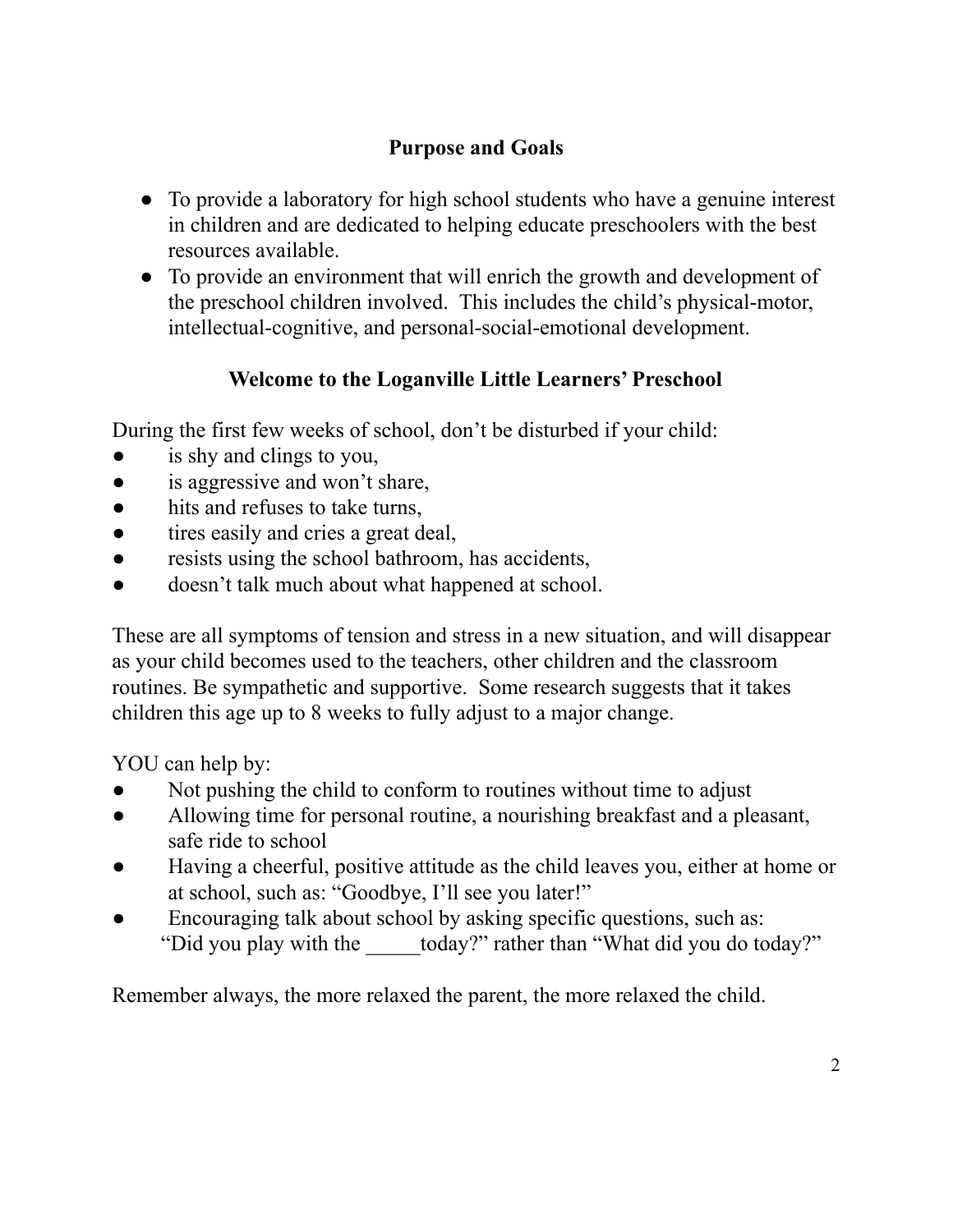## Purpose and Goals

- To provide a laboratory for high school students who have a genuine interest in children and are dedicated to helping educate preschoolers with the best resources available.
- To provide an environment that will enrich the growth and development of the preschool children involved. This includes the child's physical-motor, intellectual-cognitive, and personal-social-emotional development.

## Welcome to the Loganville Little Learners' Preschool

During the first few weeks of school, don't be disturbed if your child:

- is shy and clings to you,
- is aggressive and won't share,
- hits and refuses to take turns,
- tires easily and cries a great deal,
- resists using the school bathroom, has accidents,
- doesn't talk much about what happened at school.

These are all symptoms of tension and stress in a new situation, and will disappear as your child becomes used to the teachers, other children and the classroom routines. Be sympathetic and supportive. Some research suggests that it takes children this age up to 8 weeks to fully adjust to a major change.

YOU can help by:

- Not pushing the child to conform to routines without time to adjust
- Allowing time for personal routine, a nourishing breakfast and a pleasant, safe ride to school
- Having a cheerful, positive attitude as the child leaves you, either at home or at school, such as: "Goodbye, I'll see you later!"
- Encouraging talk about school by asking specific questions, such as: "Did you play with the _____today?" rather than "What did you do today?"

Remember always, the more relaxed the parent, the more relaxed the child.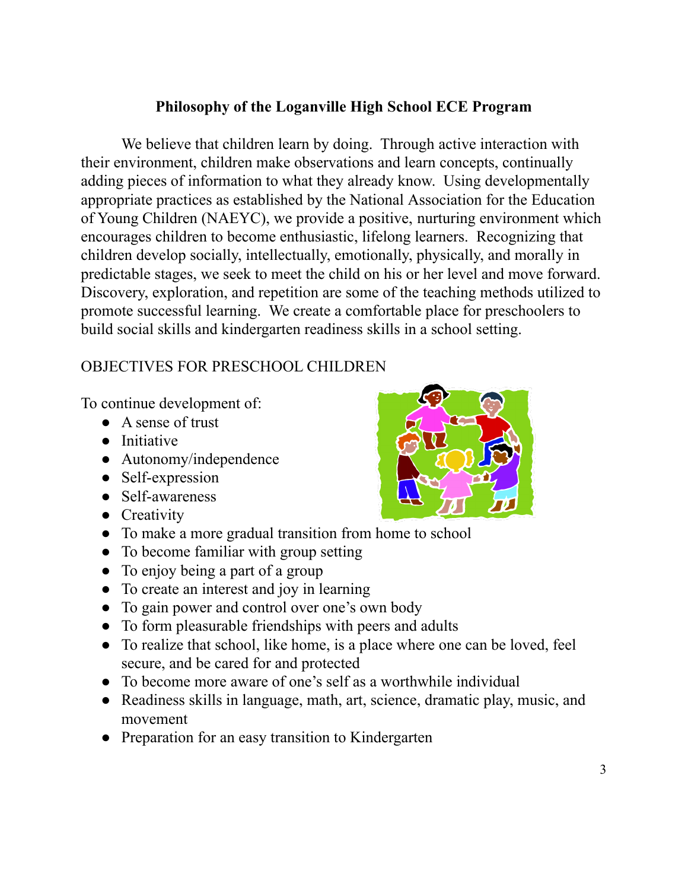## Philosophy of the Loganville High School ECE Program

We believe that children learn by doing. Through active interaction with their environment, children make observations and learn concepts, continually adding pieces of information to what they already know. Using developmentally appropriate practices as established by the National Association for the Education of Young Children (NAEYC), we provide a positive, nurturing environment which encourages children to become enthusiastic, lifelong learners. Recognizing that children develop socially, intellectually, emotionally, physically, and morally in predictable stages, we seek to meet the child on his or her level and move forward. Discovery, exploration, and repetition are some of the teaching methods utilized to promote successful learning. We create a comfortable place for preschoolers to build social skills and kindergarten readiness skills in a school setting.

OBJECTIVES FOR PRESCHOOL CHILDREN

To continue development of:

- A sense of trust
- Initiative
- Autonomy/independence
- Self-expression
- Self-awareness
- Creativity
- To make a more gradual transition from home to school
- To become familiar with group setting
- To enjoy being a part of a group
- To create an interest and joy in learning
- To gain power and control over one's own body
- To form pleasurable friendships with peers and adults
- To realize that school, like home, is a place where one can be loved, feel secure, and be cared for and protected
- To become more aware of one's self as a worthwhile individual
- Readiness skills in language, math, art, science, dramatic play, music, and movement
- Preparation for an easy transition to Kindergarten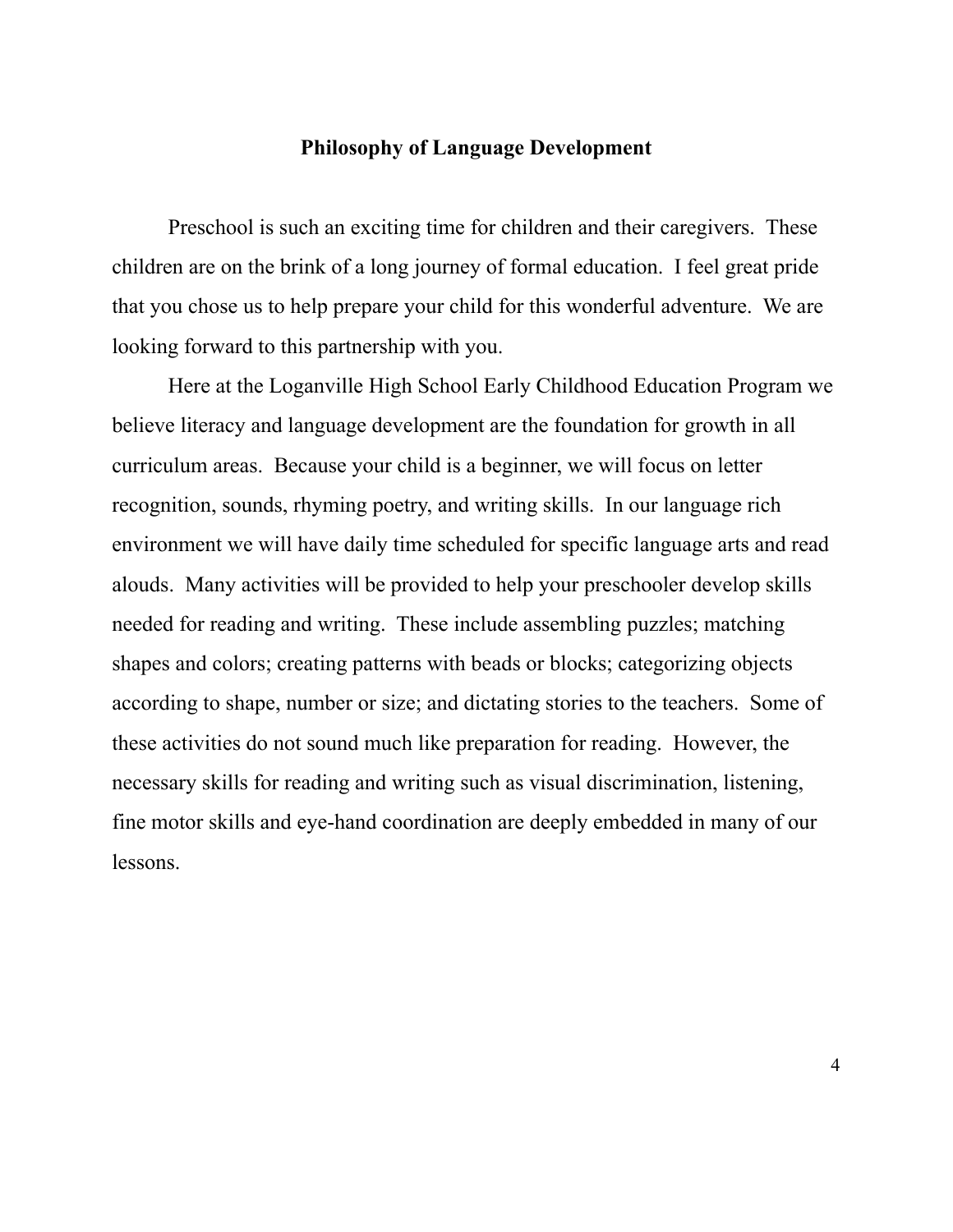# Philosophy of Language Development

Preschool is such an exciting time for children and their caregivers. These children are on the brink of a long journey of formal education. I feel great pride that you chose us to help prepare your child for this wonderful adventure. We are looking forward to this partnership with you.

Here at the Loganville High School Early Childhood Education Program we believe literacy and language development are the foundation for growth in all curriculum areas. Because your child is a beginner, we will focus on letter recognition, sounds, rhyming poetry, and writing skills. In our language rich environment we will have daily time scheduled for specific language arts and read alouds. Many activities will be provided to help your preschooler develop skills needed for reading and writing. These include assembling puzzles; matching shapes and colors; creating patterns with beads or blocks; categorizing objects according to shape, number or size; and dictating stories to the teachers. Some of these activities do not sound much like preparation for reading. However, the necessary skills for reading and writing such as visual discrimination, listening, fine motor skills and eye-hand coordination are deeply embedded in many of our lessons.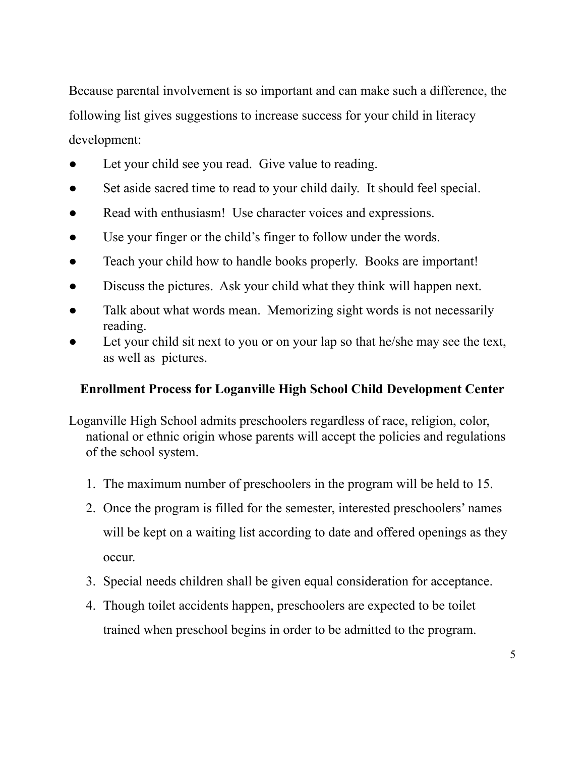Because parental involvement is so important and can make such a difference, the following list gives suggestions to increase success for your child in literacy development:

- Let your child see you read. Give value to reading.
- Set aside sacred time to read to your child daily. It should feel special.
- Read with enthusiasm! Use character voices and expressions.
- Use your finger or the child's finger to follow under the words.
- Teach your child how to handle books properly. Books are important!
- Discuss the pictures. Ask your child what they think will happen next.
- Talk about what words mean. Memorizing sight words is not necessarily reading.
- Let your child sit next to you or on your lap so that he/she may see the text, as well as pictures.

## Enrollment Process for Loganville High School Child Development Center

Loganville High School admits preschoolers regardless of race, religion, color, national or ethnic origin whose parents will accept the policies and regulations of the school system.

1. The maximum number of preschoolers in the program will be held to 15.
2. Once the program is filled for the semester, interested preschoolers' names will be kept on a waiting list according to date and offered openings as they occur.
3. Special needs children shall be given equal consideration for acceptance.
4. Though toilet accidents happen, preschoolers are expected to be toilet trained when preschool begins in order to be admitted to the program.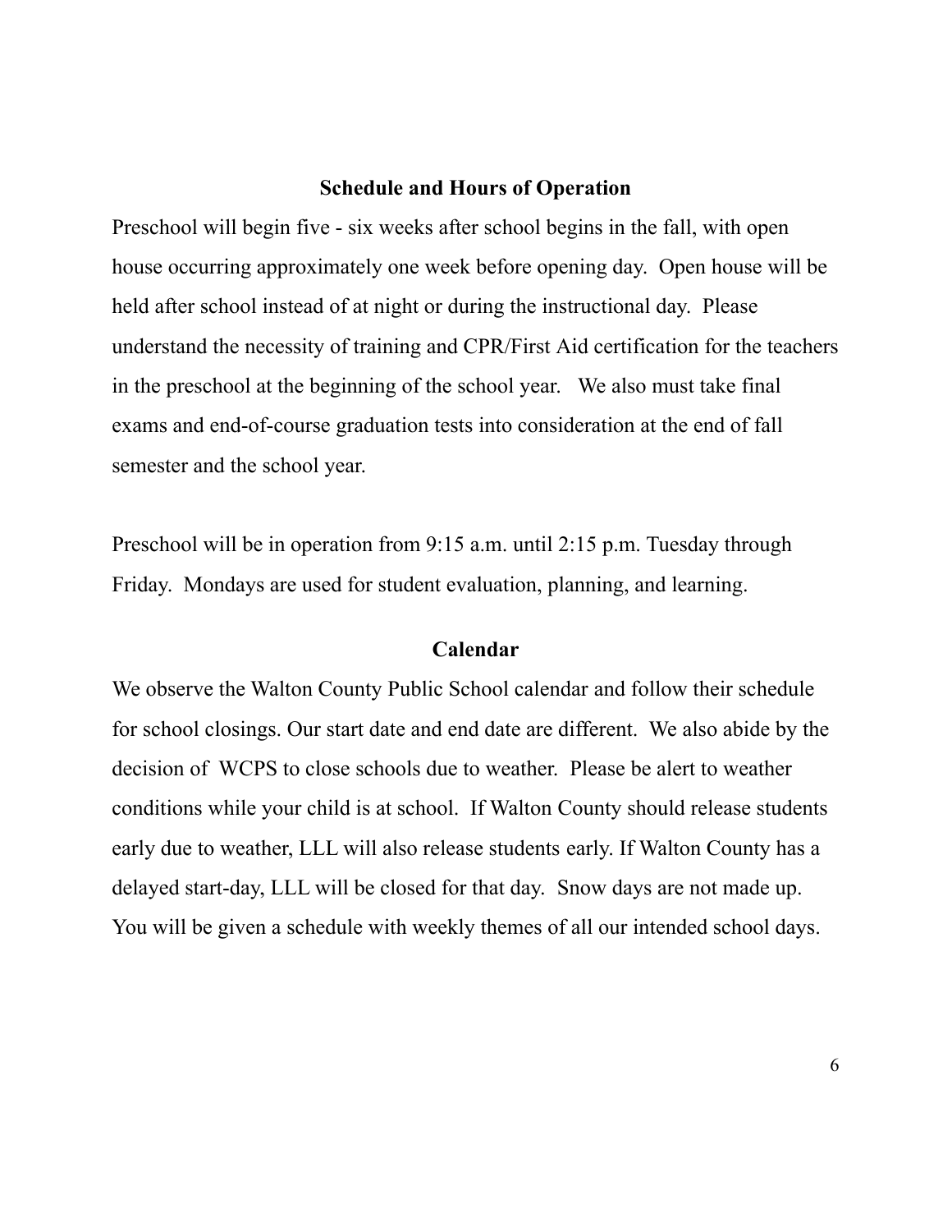## Schedule and Hours of Operation

Preschool will begin five - six weeks after school begins in the fall, with open house occurring approximately one week before opening day. Open house will be held after school instead of at night or during the instructional day. Please understand the necessity of training and CPR/First Aid certification for the teachers in the preschool at the beginning of the school year. We also must take final exams and end-of-course graduation tests into consideration at the end of fall semester and the school year.

Preschool will be in operation from 9:15 a.m. until 2:15 p.m. Tuesday through Friday. Mondays are used for student evaluation, planning, and learning.

## Calendar

We observe the Walton County Public School calendar and follow their schedule for school closings. Our start date and end date are different. We also abide by the decision of WCPS to close schools due to weather. Please be alert to weather conditions while your child is at school. If Walton County should release students early due to weather, LLL will also release students early. If Walton County has a delayed start-day, LLL will be closed for that day. Snow days are not made up. You will be given a schedule with weekly themes of all our intended school days.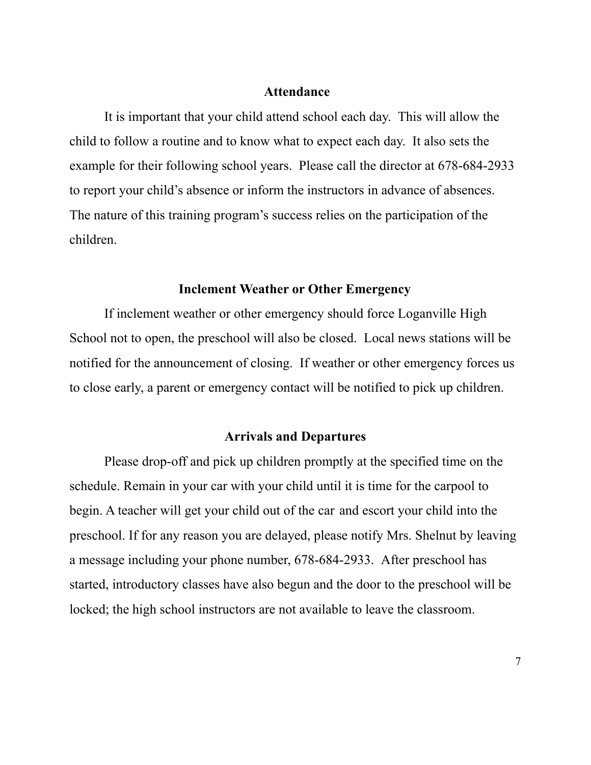## Attendance

It is important that your child attend school each day. This will allow the child to follow a routine and to know what to expect each day. It also sets the example for their following school years. Please call the director at 678-684-2933 to report your child's absence or inform the instructors in advance of absences. The nature of this training program's success relies on the participation of the children.

## Inclement Weather or Other Emergency

If inclement weather or other emergency should force Loganville High School not to open, the preschool will also be closed. Local news stations will be notified for the announcement of closing. If weather or other emergency forces us to close early, a parent or emergency contact will be notified to pick up children.

## Arrivals and Departures

Please drop-off and pick up children promptly at the specified time on the schedule. Remain in your car with your child until it is time for the carpool to begin. A teacher will get your child out of the car and escort your child into the preschool. If for any reason you are delayed, please notify Mrs. Shelnut by leaving a message including your phone number, 678-684-2933. After preschool has started, introductory classes have also begun and the door to the preschool will be locked; the high school instructors are not available to leave the classroom.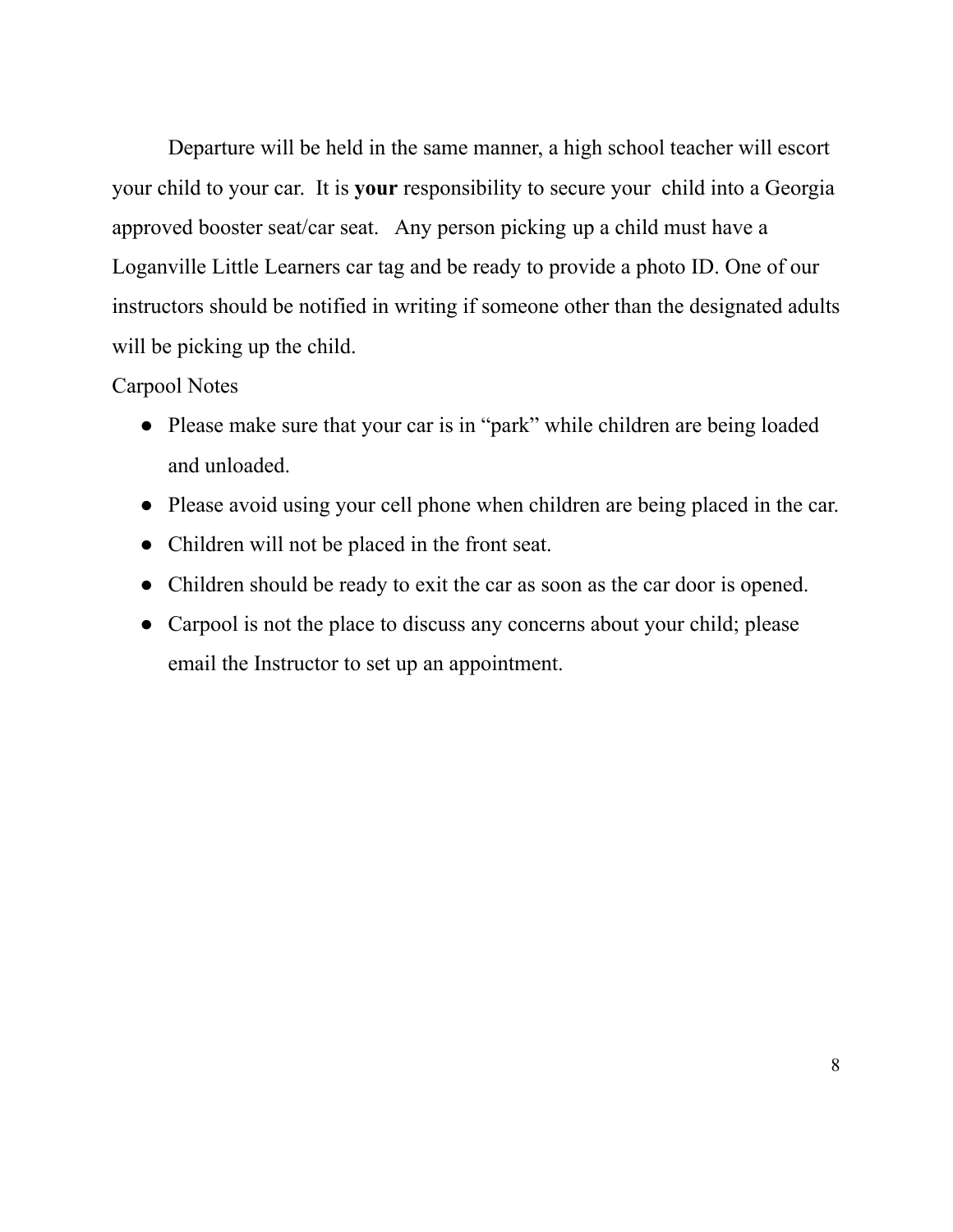Departure will be held in the same manner, a high school teacher will escort your child to your car. It is **your** responsibility to secure your child into a Georgia approved booster seat/car seat. Any person picking up a child must have a Loganville Little Learners car tag and be ready to provide a photo ID. One of our instructors should be notified in writing if someone other than the designated adults will be picking up the child.

Carpool Notes

- Please make sure that your car is in "park" while children are being loaded and unloaded.
- Please avoid using your cell phone when children are being placed in the car.
- Children will not be placed in the front seat.
- Children should be ready to exit the car as soon as the car door is opened.
- Carpool is not the place to discuss any concerns about your child; please email the Instructor to set up an appointment.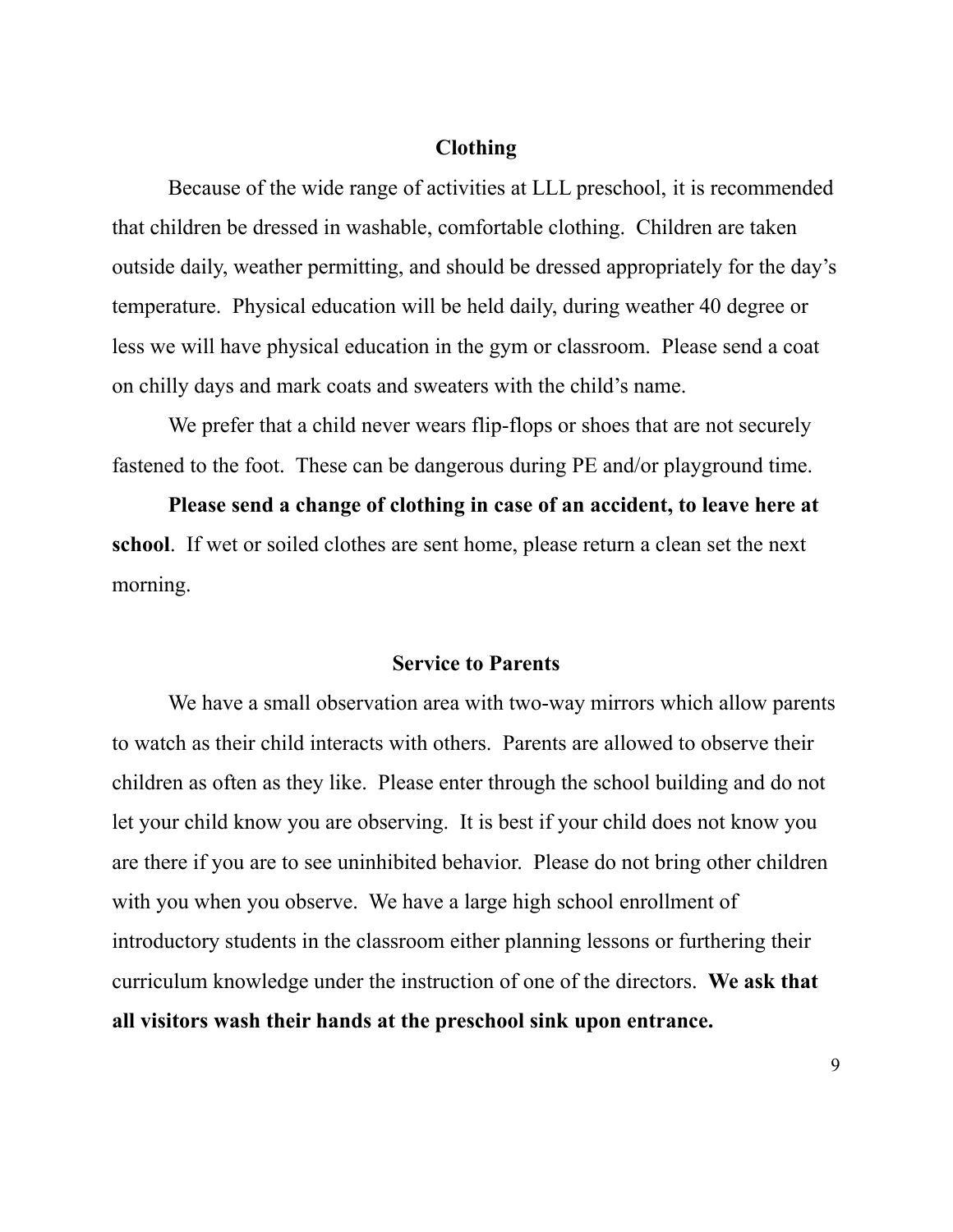## Clothing

Because of the wide range of activities at LLL preschool, it is recommended that children be dressed in washable, comfortable clothing. Children are taken outside daily, weather permitting, and should be dressed appropriately for the day's temperature. Physical education will be held daily, during weather 40 degree or less we will have physical education in the gym or classroom. Please send a coat on chilly days and mark coats and sweaters with the child's name.

We prefer that a child never wears flip-flops or shoes that are not securely fastened to the foot. These can be dangerous during PE and/or playground time.

**Please send a change of clothing in case of an accident, to leave here at school**. If wet or soiled clothes are sent home, please return a clean set the next morning.

## Service to Parents

We have a small observation area with two-way mirrors which allow parents to watch as their child interacts with others. Parents are allowed to observe their children as often as they like. Please enter through the school building and do not let your child know you are observing. It is best if your child does not know you are there if you are to see uninhibited behavior. Please do not bring other children with you when you observe. We have a large high school enrollment of introductory students in the classroom either planning lessons or furthering their curriculum knowledge under the instruction of one of the directors. **We ask that all visitors wash their hands at the preschool sink upon entrance.**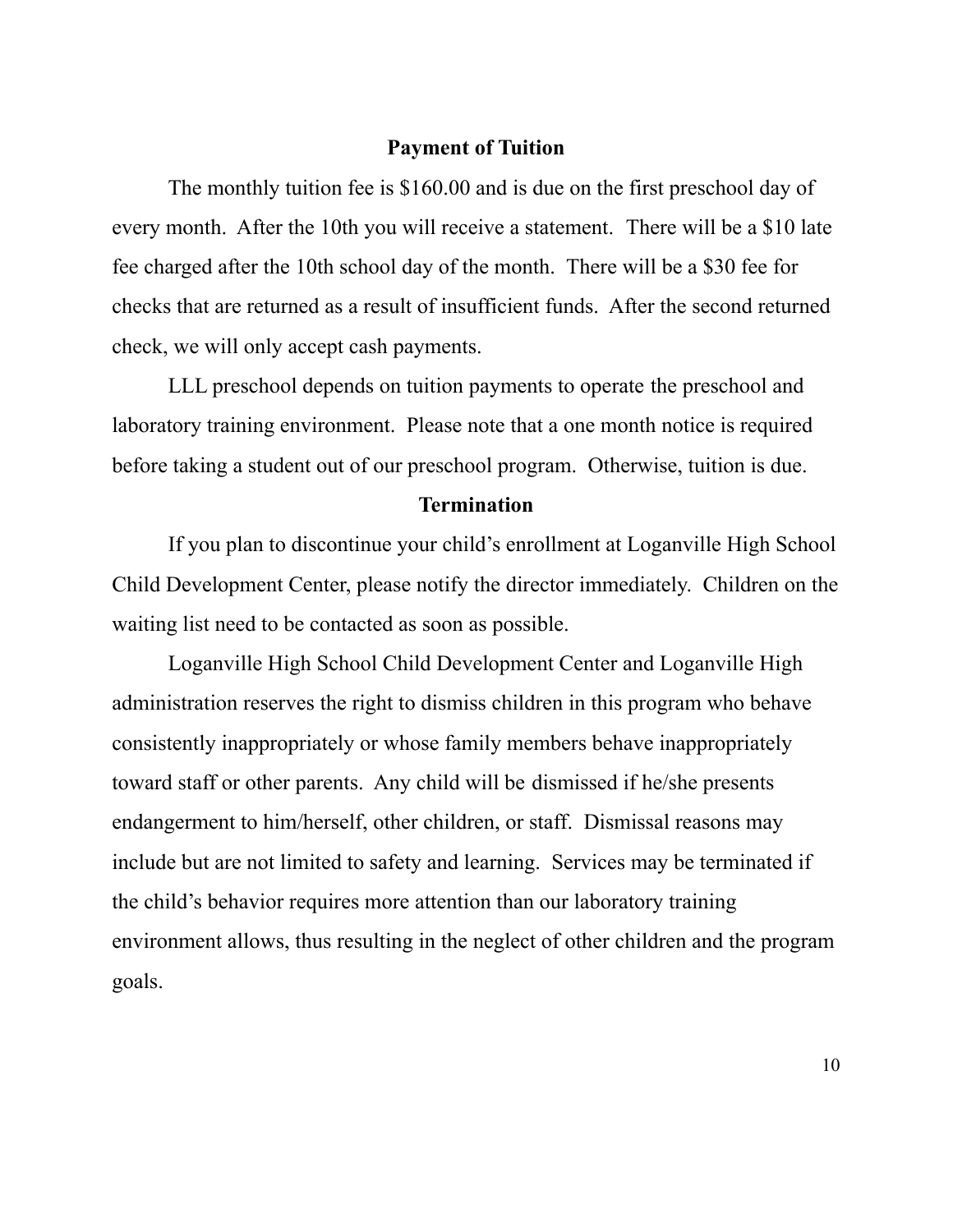## Payment of Tuition

The monthly tuition fee is $160.00 and is due on the first preschool day of every month. After the 10th you will receive a statement. There will be a $10 late fee charged after the 10th school day of the month. There will be a $30 fee for checks that are returned as a result of insufficient funds. After the second returned check, we will only accept cash payments.

LLL preschool depends on tuition payments to operate the preschool and laboratory training environment. Please note that a one month notice is required before taking a student out of our preschool program. Otherwise, tuition is due.

## Termination

If you plan to discontinue your child's enrollment at Loganville High School Child Development Center, please notify the director immediately. Children on the waiting list need to be contacted as soon as possible.

Loganville High School Child Development Center and Loganville High administration reserves the right to dismiss children in this program who behave consistently inappropriately or whose family members behave inappropriately toward staff or other parents. Any child will be dismissed if he/she presents endangerment to him/herself, other children, or staff. Dismissal reasons may include but are not limited to safety and learning. Services may be terminated if the child's behavior requires more attention than our laboratory training environment allows, thus resulting in the neglect of other children and the program goals.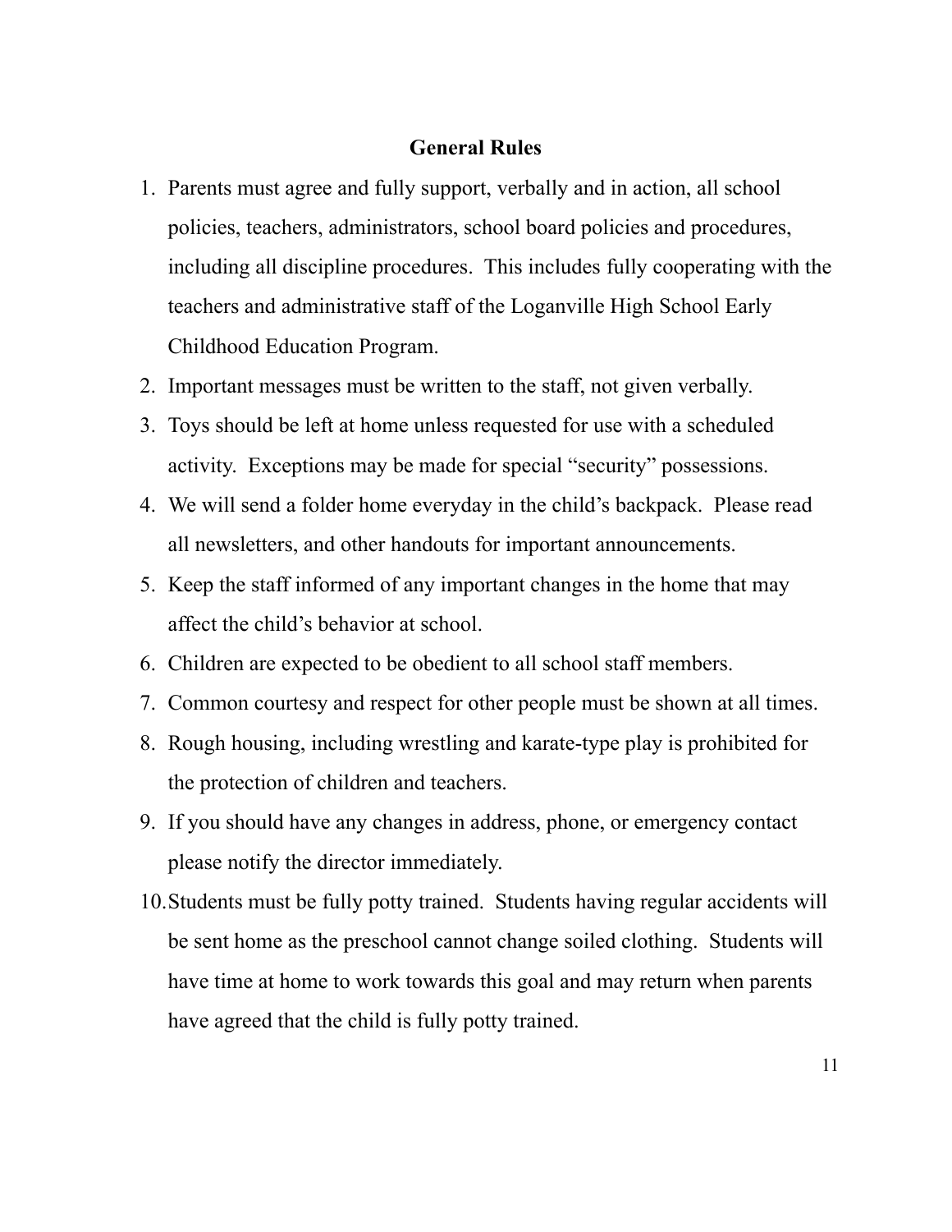## General Rules

1. Parents must agree and fully support, verbally and in action, all school policies, teachers, administrators, school board policies and procedures, including all discipline procedures. This includes fully cooperating with the teachers and administrative staff of the Loganville High School Early Childhood Education Program.
2. Important messages must be written to the staff, not given verbally.
3. Toys should be left at home unless requested for use with a scheduled activity. Exceptions may be made for special "security" possessions.
4. We will send a folder home everyday in the child's backpack. Please read all newsletters, and other handouts for important announcements.
5. Keep the staff informed of any important changes in the home that may affect the child's behavior at school.
6. Children are expected to be obedient to all school staff members.
7. Common courtesy and respect for other people must be shown at all times.
8. Rough housing, including wrestling and karate-type play is prohibited for the protection of children and teachers.
9. If you should have any changes in address, phone, or emergency contact please notify the director immediately.
10. Students must be fully potty trained. Students having regular accidents will be sent home as the preschool cannot change soiled clothing. Students will have time at home to work towards this goal and may return when parents have agreed that the child is fully potty trained.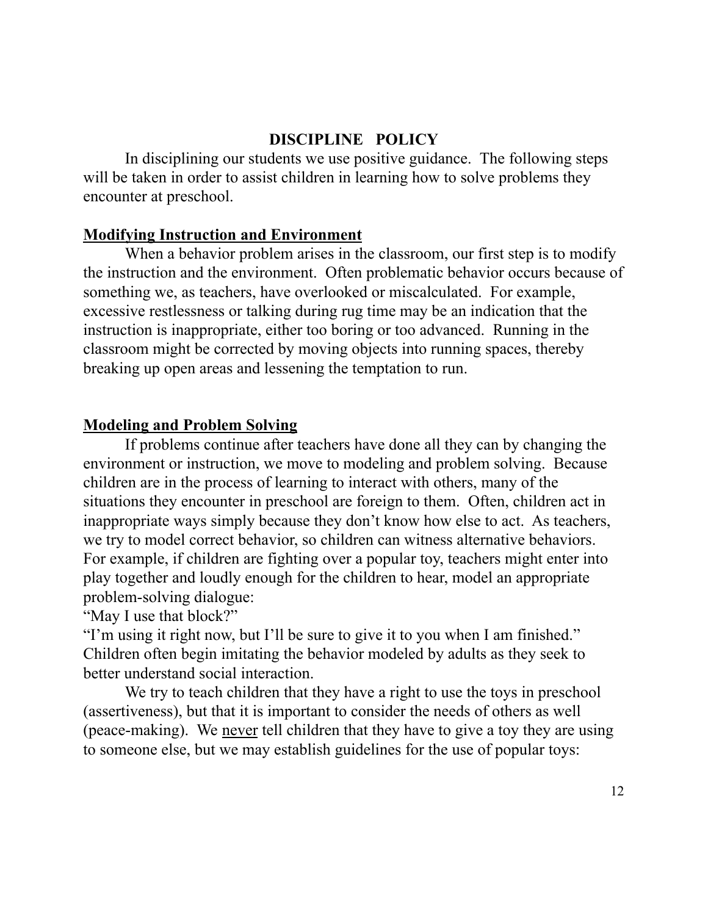# DISCIPLINE POLICY

In disciplining our students we use positive guidance. The following steps will be taken in order to assist children in learning how to solve problems they encounter at preschool.

## Modifying Instruction and Environment

When a behavior problem arises in the classroom, our first step is to modify the instruction and the environment. Often problematic behavior occurs because of something we, as teachers, have overlooked or miscalculated. For example, excessive restlessness or talking during rug time may be an indication that the instruction is inappropriate, either too boring or too advanced. Running in the classroom might be corrected by moving objects into running spaces, thereby breaking up open areas and lessening the temptation to run.

## Modeling and Problem Solving

If problems continue after teachers have done all they can by changing the environment or instruction, we move to modeling and problem solving. Because children are in the process of learning to interact with others, many of the situations they encounter in preschool are foreign to them. Often, children act in inappropriate ways simply because they don't know how else to act. As teachers, we try to model correct behavior, so children can witness alternative behaviors. For example, if children are fighting over a popular toy, teachers might enter into play together and loudly enough for the children to hear, model an appropriate problem-solving dialogue:

"May I use that block?"

"I'm using it right now, but I'll be sure to give it to you when I am finished."

Children often begin imitating the behavior modeled by adults as they seek to better understand social interaction.

We try to teach children that they have a right to use the toys in preschool (assertiveness), but that it is important to consider the needs of others as well (peace-making). We <u>never</u> tell children that they have to give a toy they are using to someone else, but we may establish guidelines for the use of popular toys: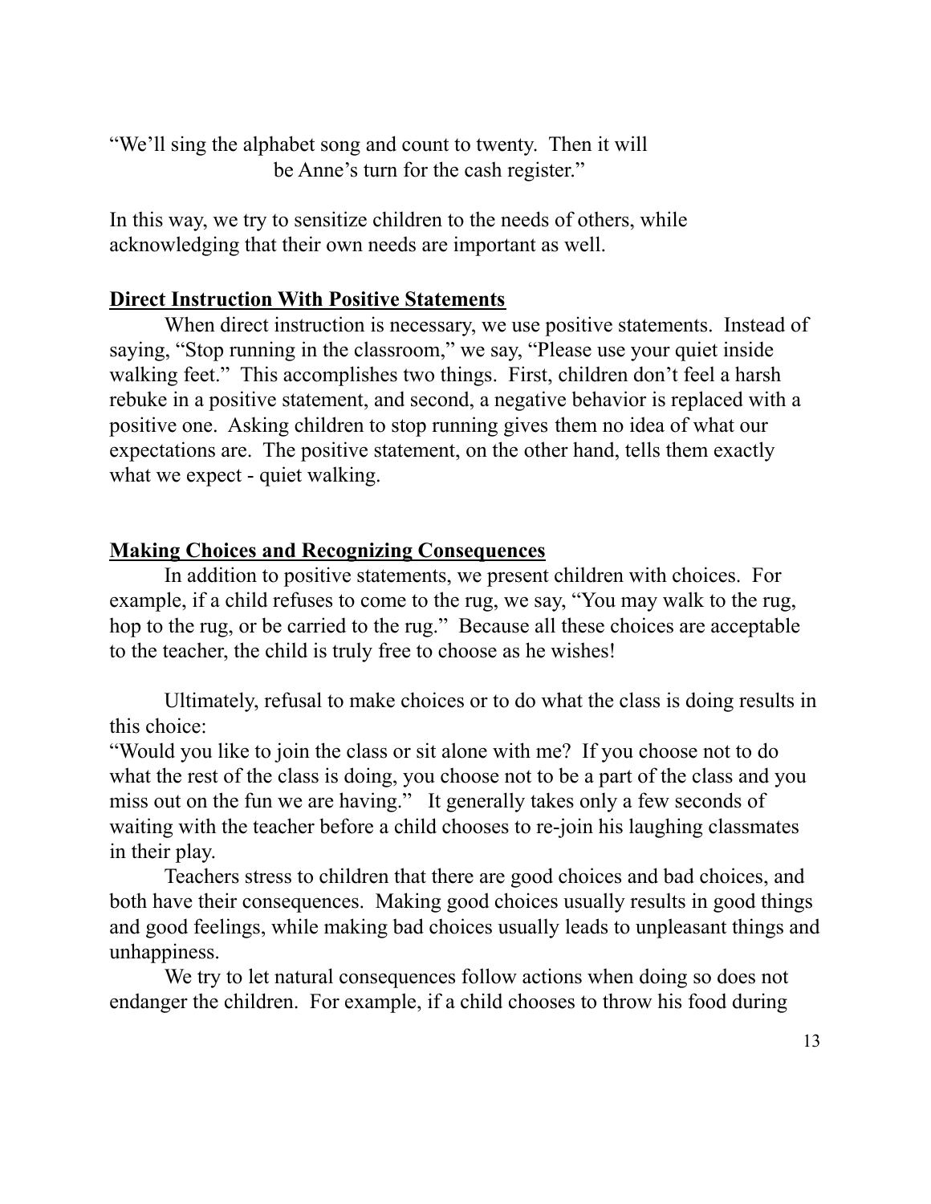"We'll sing the alphabet song and count to twenty. Then it will be Anne's turn for the cash register."

In this way, we try to sensitize children to the needs of others, while acknowledging that their own needs are important as well.

**Direct Instruction With Positive Statements**

When direct instruction is necessary, we use positive statements. Instead of saying, "Stop running in the classroom," we say, "Please use your quiet inside walking feet." This accomplishes two things. First, children don't feel a harsh rebuke in a positive statement, and second, a negative behavior is replaced with a positive one. Asking children to stop running gives them no idea of what our expectations are. The positive statement, on the other hand, tells them exactly what we expect - quiet walking.

**Making Choices and Recognizing Consequences**

In addition to positive statements, we present children with choices. For example, if a child refuses to come to the rug, we say, "You may walk to the rug, hop to the rug, or be carried to the rug." Because all these choices are acceptable to the teacher, the child is truly free to choose as he wishes!

Ultimately, refusal to make choices or to do what the class is doing results in this choice:
"Would you like to join the class or sit alone with me? If you choose not to do what the rest of the class is doing, you choose not to be a part of the class and you miss out on the fun we are having." It generally takes only a few seconds of waiting with the teacher before a child chooses to re-join his laughing classmates in their play.

Teachers stress to children that there are good choices and bad choices, and both have their consequences. Making good choices usually results in good things and good feelings, while making bad choices usually leads to unpleasant things and unhappiness.

We try to let natural consequences follow actions when doing so does not endanger the children. For example, if a child chooses to throw his food during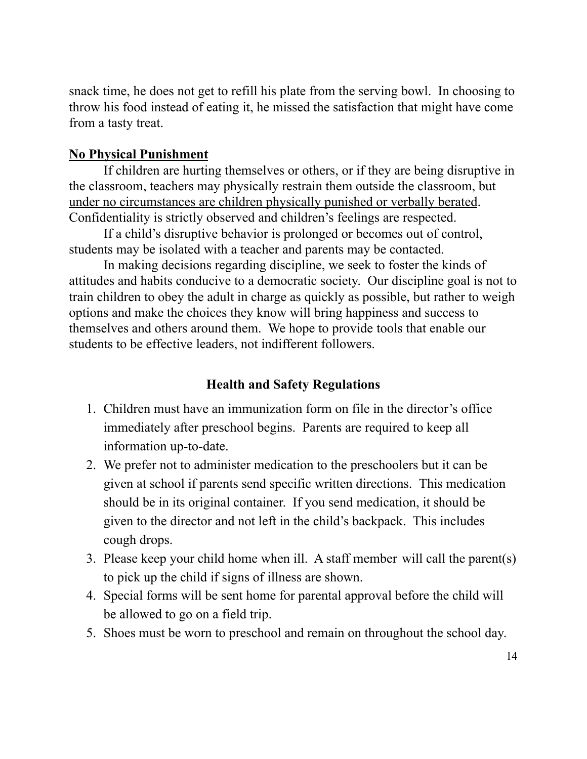snack time, he does not get to refill his plate from the serving bowl. In choosing to throw his food instead of eating it, he missed the satisfaction that might have come from a tasty treat.

**No Physical Punishment**

If children are hurting themselves or others, or if they are being disruptive in the classroom, teachers may physically restrain them outside the classroom, but under no circumstances are children physically punished or verbally berated. Confidentiality is strictly observed and children's feelings are respected.

If a child's disruptive behavior is prolonged or becomes out of control, students may be isolated with a teacher and parents may be contacted.

In making decisions regarding discipline, we seek to foster the kinds of attitudes and habits conducive to a democratic society. Our discipline goal is not to train children to obey the adult in charge as quickly as possible, but rather to weigh options and make the choices they know will bring happiness and success to themselves and others around them. We hope to provide tools that enable our students to be effective leaders, not indifferent followers.

## Health and Safety Regulations

1. Children must have an immunization form on file in the director's office immediately after preschool begins. Parents are required to keep all information up-to-date.
2. We prefer not to administer medication to the preschoolers but it can be given at school if parents send specific written directions. This medication should be in its original container. If you send medication, it should be given to the director and not left in the child's backpack. This includes cough drops.
3. Please keep your child home when ill. A staff member will call the parent(s) to pick up the child if signs of illness are shown.
4. Special forms will be sent home for parental approval before the child will be allowed to go on a field trip.
5. Shoes must be worn to preschool and remain on throughout the school day.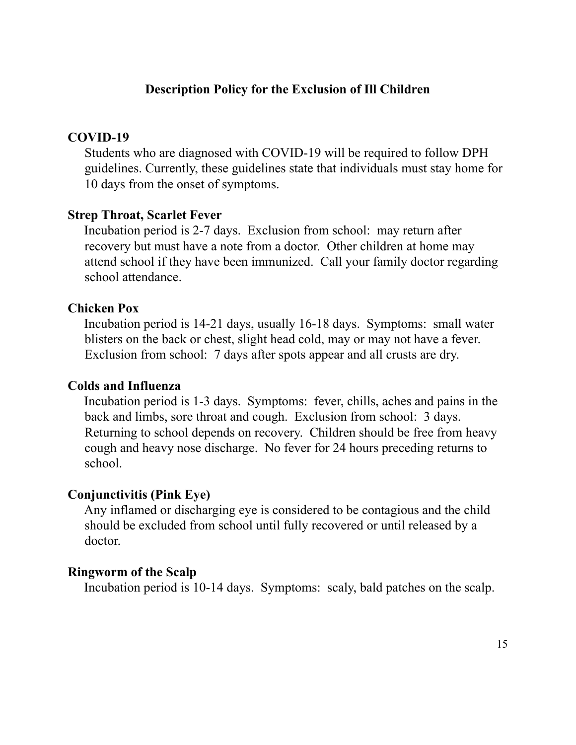## Description Policy for the Exclusion of Ill Children

### COVID-19

Students who are diagnosed with COVID-19 will be required to follow DPH guidelines. Currently, these guidelines state that individuals must stay home for 10 days from the onset of symptoms.

### Strep Throat, Scarlet Fever

Incubation period is 2-7 days. Exclusion from school: may return after recovery but must have a note from a doctor. Other children at home may attend school if they have been immunized. Call your family doctor regarding school attendance.

### Chicken Pox

Incubation period is 14-21 days, usually 16-18 days. Symptoms: small water blisters on the back or chest, slight head cold, may or may not have a fever. Exclusion from school: 7 days after spots appear and all crusts are dry.

### Colds and Influenza

Incubation period is 1-3 days. Symptoms: fever, chills, aches and pains in the back and limbs, sore throat and cough. Exclusion from school: 3 days. Returning to school depends on recovery. Children should be free from heavy cough and heavy nose discharge. No fever for 24 hours preceding returns to school.

### Conjunctivitis (Pink Eye)

Any inflamed or discharging eye is considered to be contagious and the child should be excluded from school until fully recovered or until released by a doctor.

### Ringworm of the Scalp

Incubation period is 10-14 days. Symptoms: scaly, bald patches on the scalp.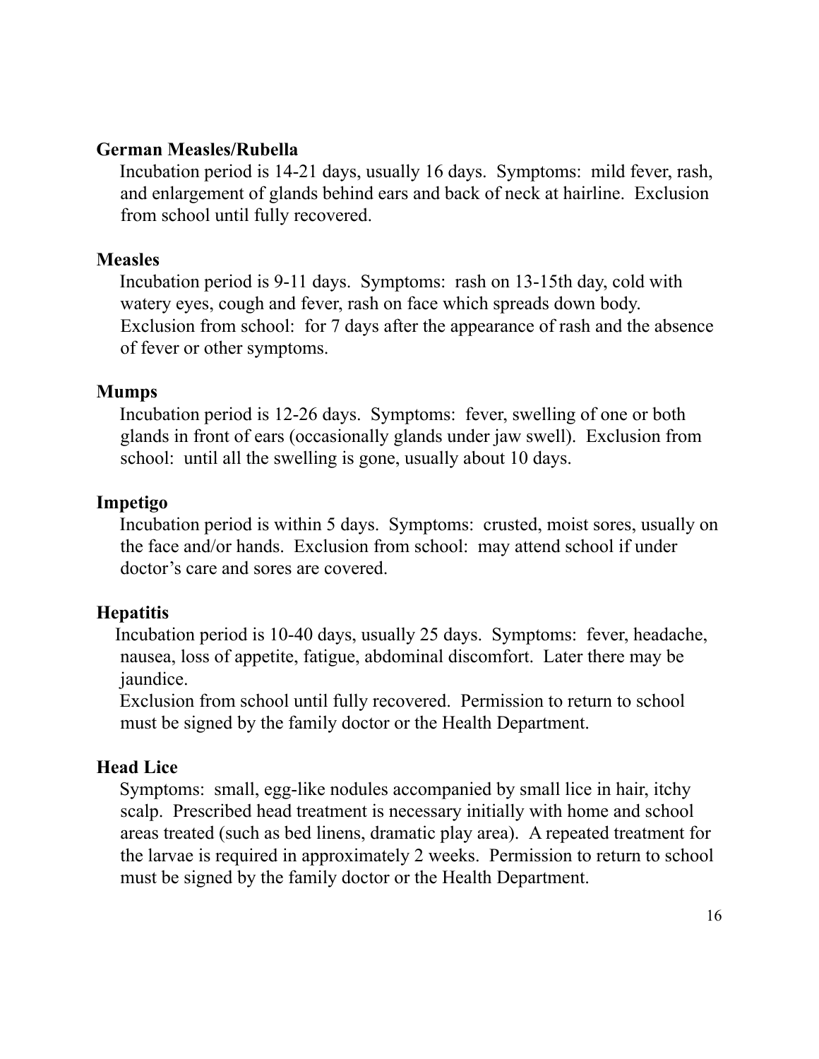**German Measles/Rubella**

Incubation period is 14-21 days, usually 16 days. Symptoms: mild fever, rash, and enlargement of glands behind ears and back of neck at hairline. Exclusion from school until fully recovered.

**Measles**

Incubation period is 9-11 days. Symptoms: rash on 13-15th day, cold with watery eyes, cough and fever, rash on face which spreads down body. Exclusion from school: for 7 days after the appearance of rash and the absence of fever or other symptoms.

**Mumps**

Incubation period is 12-26 days. Symptoms: fever, swelling of one or both glands in front of ears (occasionally glands under jaw swell). Exclusion from school: until all the swelling is gone, usually about 10 days.

**Impetigo**

Incubation period is within 5 days. Symptoms: crusted, moist sores, usually on the face and/or hands. Exclusion from school: may attend school if under doctor's care and sores are covered.

**Hepatitis**

Incubation period is 10-40 days, usually 25 days. Symptoms: fever, headache, nausea, loss of appetite, fatigue, abdominal discomfort. Later there may be jaundice.

Exclusion from school until fully recovered. Permission to return to school must be signed by the family doctor or the Health Department.

**Head Lice**

Symptoms: small, egg-like nodules accompanied by small lice in hair, itchy scalp. Prescribed head treatment is necessary initially with home and school areas treated (such as bed linens, dramatic play area). A repeated treatment for the larvae is required in approximately 2 weeks. Permission to return to school must be signed by the family doctor or the Health Department.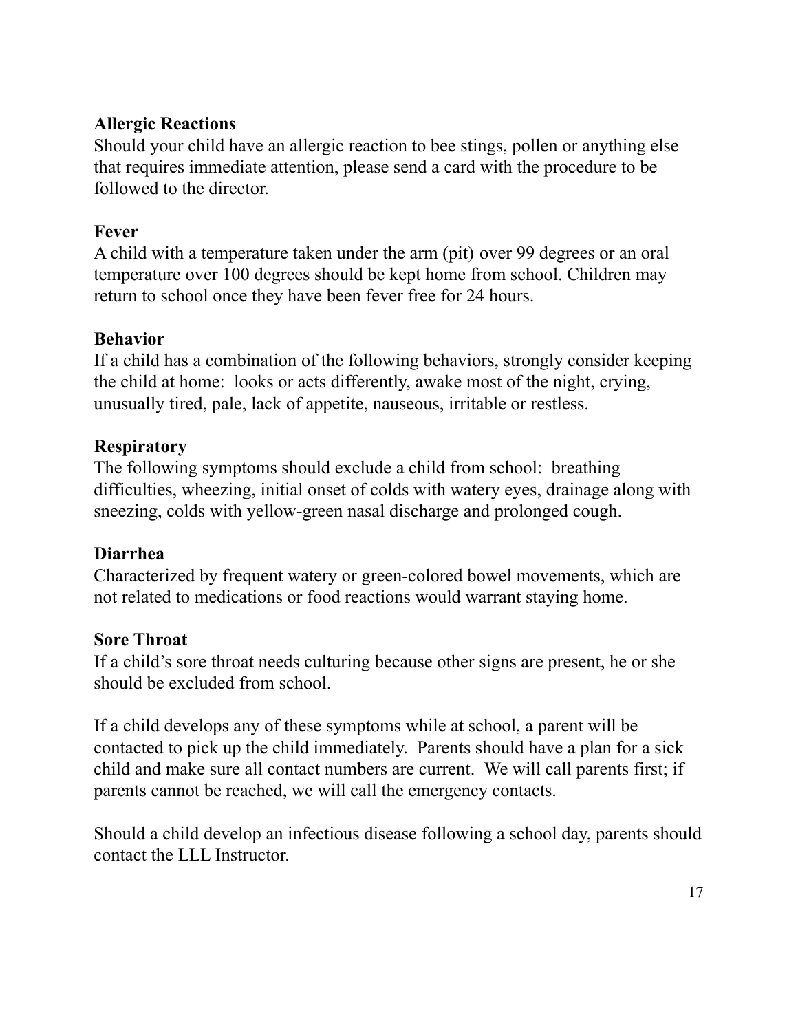**Allergic Reactions**
Should your child have an allergic reaction to bee stings, pollen or anything else that requires immediate attention, please send a card with the procedure to be followed to the director.

**Fever**
A child with a temperature taken under the arm (pit) over 99 degrees or an oral temperature over 100 degrees should be kept home from school. Children may return to school once they have been fever free for 24 hours.

**Behavior**
If a child has a combination of the following behaviors, strongly consider keeping the child at home: looks or acts differently, awake most of the night, crying, unusually tired, pale, lack of appetite, nauseous, irritable or restless.

**Respiratory**
The following symptoms should exclude a child from school: breathing difficulties, wheezing, initial onset of colds with watery eyes, drainage along with sneezing, colds with yellow-green nasal discharge and prolonged cough.

**Diarrhea**
Characterized by frequent watery or green-colored bowel movements, which are not related to medications or food reactions would warrant staying home.

**Sore Throat**
If a child's sore throat needs culturing because other signs are present, he or she should be excluded from school.

If a child develops any of these symptoms while at school, a parent will be contacted to pick up the child immediately. Parents should have a plan for a sick child and make sure all contact numbers are current. We will call parents first; if parents cannot be reached, we will call the emergency contacts.

Should a child develop an infectious disease following a school day, parents should contact the LLL Instructor.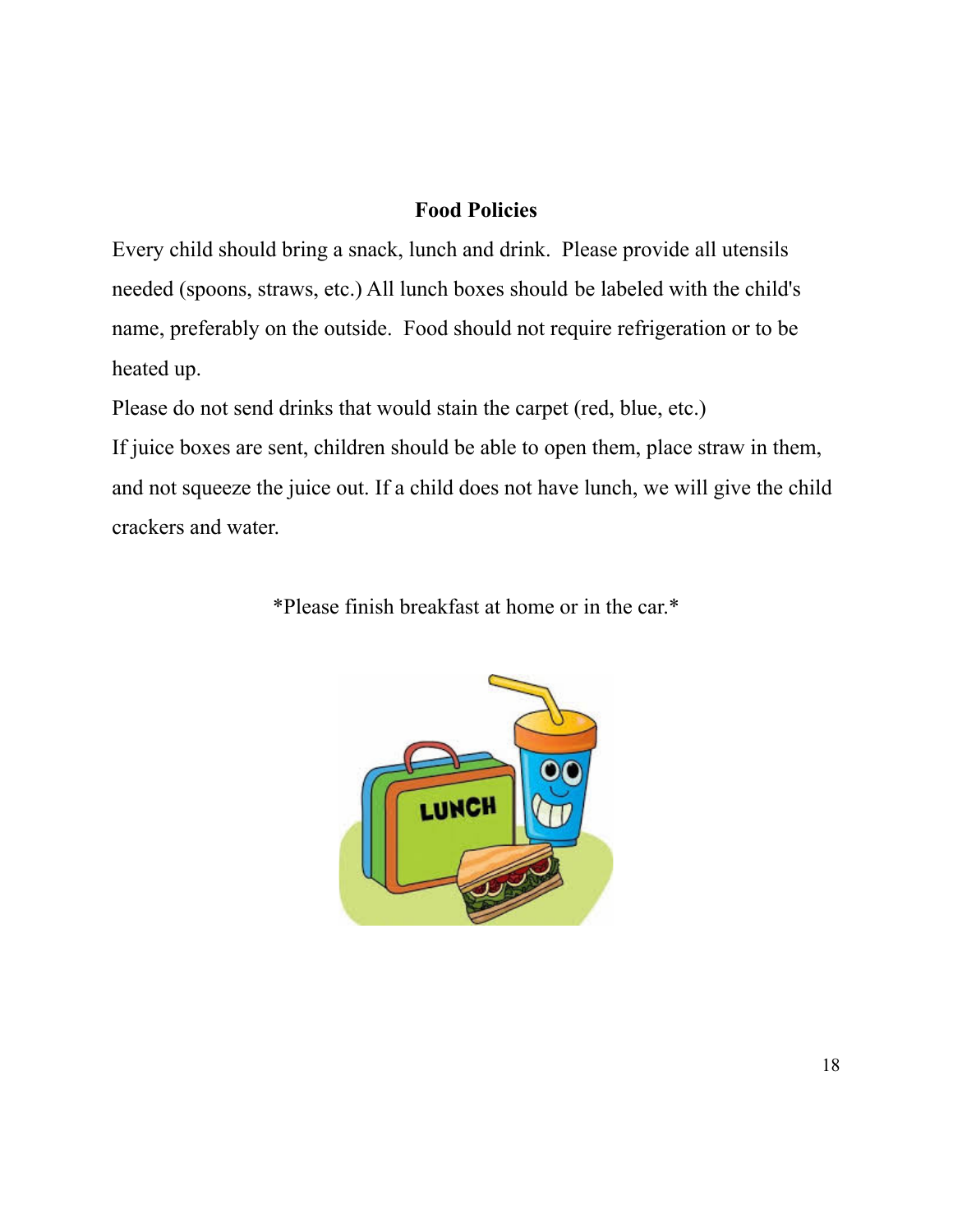## Food Policies

Every child should bring a snack, lunch and drink.  Please provide all utensils needed (spoons, straws, etc.) All lunch boxes should be labeled with the child's name, preferably on the outside.  Food should not require refrigeration or to be heated up.

Please do not send drinks that would stain the carpet (red, blue, etc.)

If juice boxes are sent, children should be able to open them, place straw in them, and not squeeze the juice out. If a child does not have lunch, we will give the child crackers and water.

*Please finish breakfast at home or in the car.*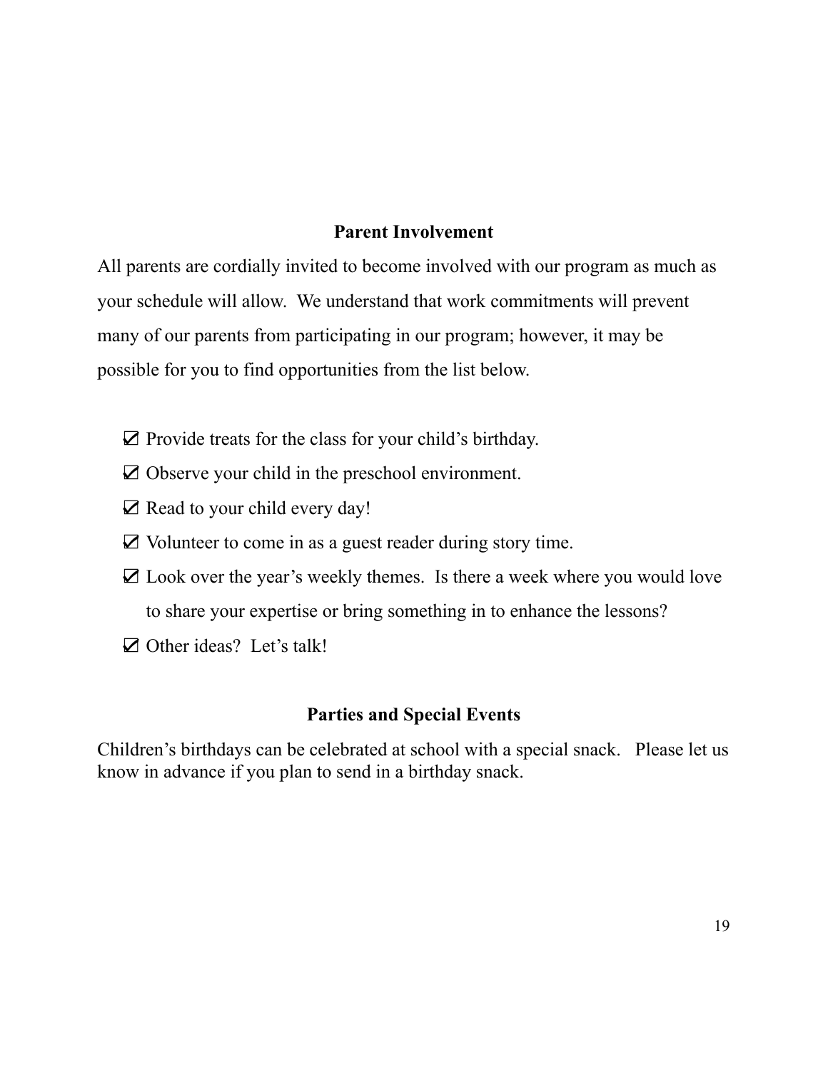## Parent Involvement

All parents are cordially invited to become involved with our program as much as your schedule will allow. We understand that work commitments will prevent many of our parents from participating in our program; however, it may be possible for you to find opportunities from the list below.

- ☑ Provide treats for the class for your child's birthday.
- ☑ Observe your child in the preschool environment.
- ☑ Read to your child every day!
- ☑ Volunteer to come in as a guest reader during story time.
- ☑ Look over the year's weekly themes. Is there a week where you would love to share your expertise or bring something in to enhance the lessons?
- ☑ Other ideas? Let's talk!

## Parties and Special Events

Children's birthdays can be celebrated at school with a special snack. Please let us know in advance if you plan to send in a birthday snack.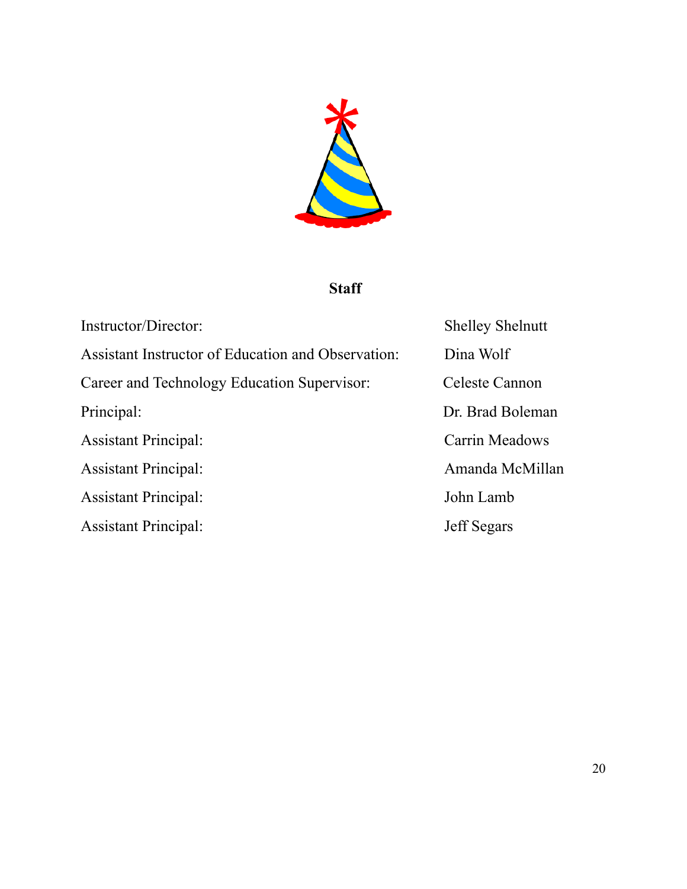## Staff

| | |
|---|---|
| Instructor/Director: | Shelley Shelnutt |
| Assistant Instructor of Education and Observation: | Dina Wolf |
| Career and Technology Education Supervisor: | Celeste Cannon |
| Principal: | Dr. Brad Boleman |
| Assistant Principal: | Carrin Meadows |
| Assistant Principal: | Amanda McMillan |
| Assistant Principal: | John Lamb |
| Assistant Principal: | Jeff Segars |